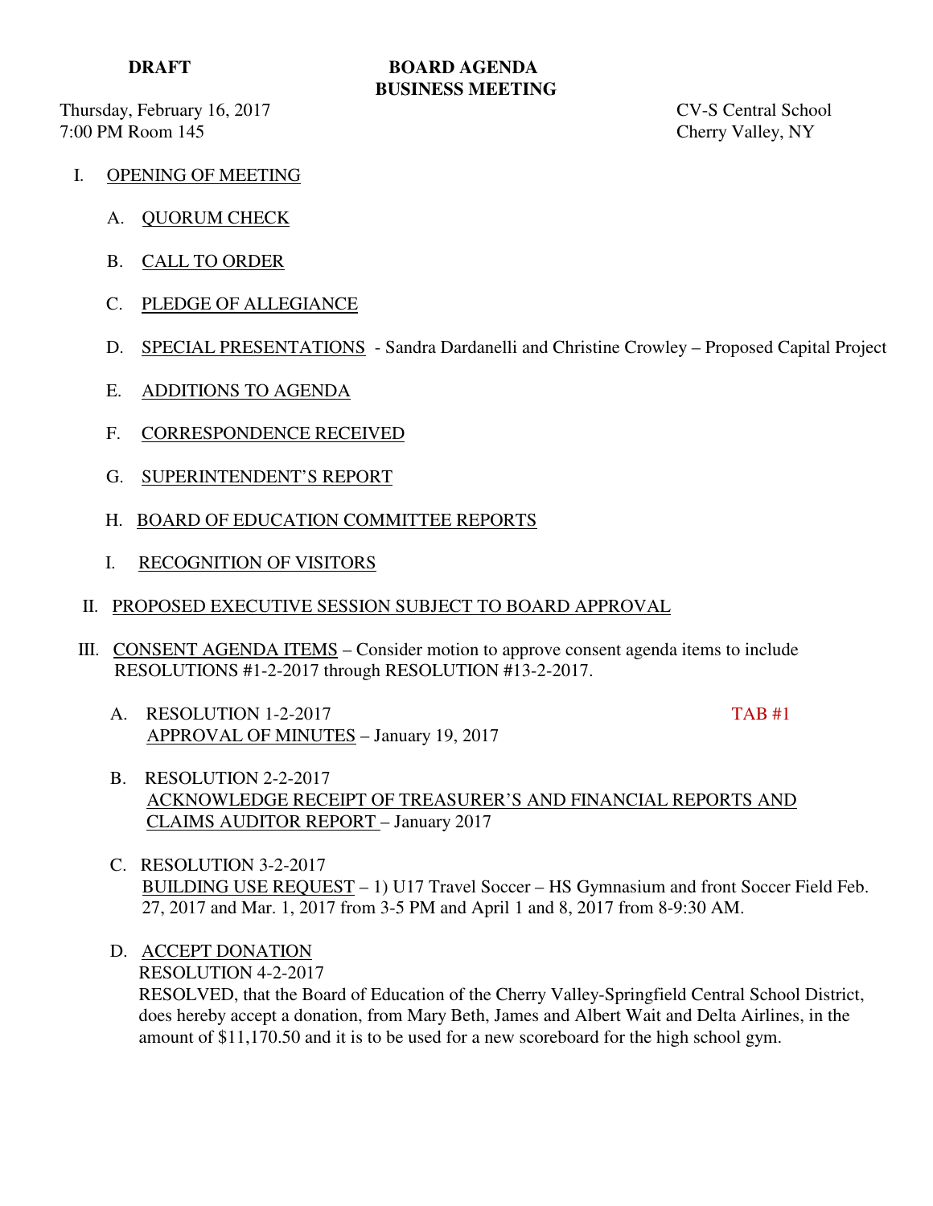**DRAFT**

# BOARD AGENDA
## BUSINESS MEETING

Thursday, February 16, 2017
7:00 PM Room 145

CV-S Central School
Cherry Valley, NY

I. OPENING OF MEETING

A. QUORUM CHECK

B. CALL TO ORDER

C. PLEDGE OF ALLEGIANCE

D. SPECIAL PRESENTATIONS - Sandra Dardanelli and Christine Crowley – Proposed Capital Project

E. ADDITIONS TO AGENDA

F. CORRESPONDENCE RECEIVED

G. SUPERINTENDENT'S REPORT

H. BOARD OF EDUCATION COMMITTEE REPORTS

I. RECOGNITION OF VISITORS

II. PROPOSED EXECUTIVE SESSION SUBJECT TO BOARD APPROVAL

III. CONSENT AGENDA ITEMS – Consider motion to approve consent agenda items to include RESOLUTIONS #1-2-2017 through RESOLUTION #13-2-2017.

A. RESOLUTION 1-2-2017 TAB #1
APPROVAL OF MINUTES – January 19, 2017

B. RESOLUTION 2-2-2017
ACKNOWLEDGE RECEIPT OF TREASURER'S AND FINANCIAL REPORTS AND CLAIMS AUDITOR REPORT – January 2017

C. RESOLUTION 3-2-2017
BUILDING USE REQUEST – 1) U17 Travel Soccer – HS Gymnasium and front Soccer Field Feb. 27, 2017 and Mar. 1, 2017 from 3-5 PM and April 1 and 8, 2017 from 8-9:30 AM.

D. ACCEPT DONATION
RESOLUTION 4-2-2017
RESOLVED, that the Board of Education of the Cherry Valley-Springfield Central School District, does hereby accept a donation, from Mary Beth, James and Albert Wait and Delta Airlines, in the amount of $11,170.50 and it is to be used for a new scoreboard for the high school gym.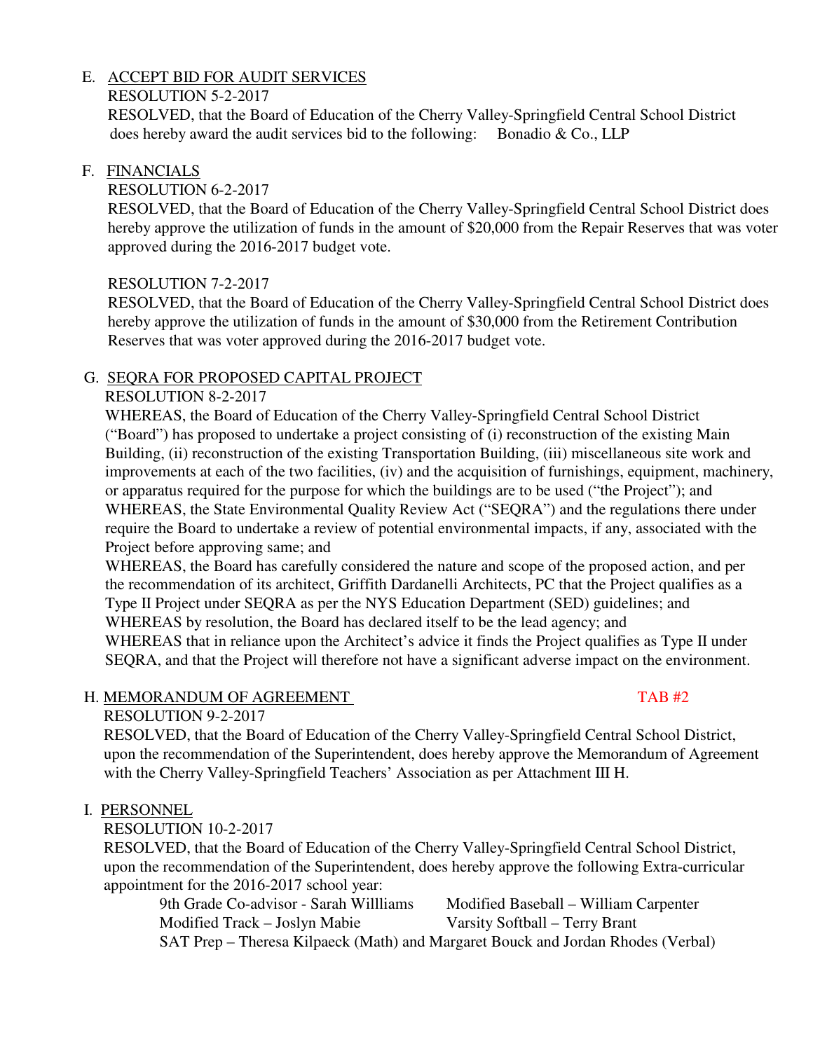E. <u>ACCEPT BID FOR AUDIT SERVICES</u>

RESOLUTION 5-2-2017

RESOLVED, that the Board of Education of the Cherry Valley-Springfield Central School District does hereby award the audit services bid to the following: Bonadio & Co., LLP

F. <u>FINANCIALS</u>

RESOLUTION 6-2-2017

RESOLVED, that the Board of Education of the Cherry Valley-Springfield Central School District does hereby approve the utilization of funds in the amount of $20,000 from the Repair Reserves that was voter approved during the 2016-2017 budget vote.

RESOLUTION 7-2-2017

RESOLVED, that the Board of Education of the Cherry Valley-Springfield Central School District does hereby approve the utilization of funds in the amount of $30,000 from the Retirement Contribution Reserves that was voter approved during the 2016-2017 budget vote.

G. <u>SEQRA FOR PROPOSED CAPITAL PROJECT</u>

RESOLUTION 8-2-2017

WHEREAS, the Board of Education of the Cherry Valley-Springfield Central School District ("Board") has proposed to undertake a project consisting of (i) reconstruction of the existing Main Building, (ii) reconstruction of the existing Transportation Building, (iii) miscellaneous site work and improvements at each of the two facilities, (iv) and the acquisition of furnishings, equipment, machinery, or apparatus required for the purpose for which the buildings are to be used ("the Project"); and

WHEREAS, the State Environmental Quality Review Act ("SEQRA") and the regulations there under require the Board to undertake a review of potential environmental impacts, if any, associated with the Project before approving same; and

WHEREAS, the Board has carefully considered the nature and scope of the proposed action, and per the recommendation of its architect, Griffith Dardanelli Architects, PC that the Project qualifies as a Type II Project under SEQRA as per the NYS Education Department (SED) guidelines; and

WHEREAS by resolution, the Board has declared itself to be the lead agency; and

WHEREAS that in reliance upon the Architect's advice it finds the Project qualifies as Type II under SEQRA, and that the Project will therefore not have a significant adverse impact on the environment.

H. <u>MEMORANDUM OF AGREEMENT</u> TAB #2

RESOLUTION 9-2-2017

RESOLVED, that the Board of Education of the Cherry Valley-Springfield Central School District, upon the recommendation of the Superintendent, does hereby approve the Memorandum of Agreement with the Cherry Valley-Springfield Teachers' Association as per Attachment III H.

I. <u>PERSONNEL</u>

RESOLUTION 10-2-2017

RESOLVED, that the Board of Education of the Cherry Valley-Springfield Central School District, upon the recommendation of the Superintendent, does hereby approve the following Extra-curricular appointment for the 2016-2017 school year:

9th Grade Co-advisor - Sarah Willliams
Modified Baseball – William Carpenter
Modified Track – Joslyn Mabie
Varsity Softball – Terry Brant
SAT Prep – Theresa Kilpaeck (Math) and Margaret Bouck and Jordan Rhodes (Verbal)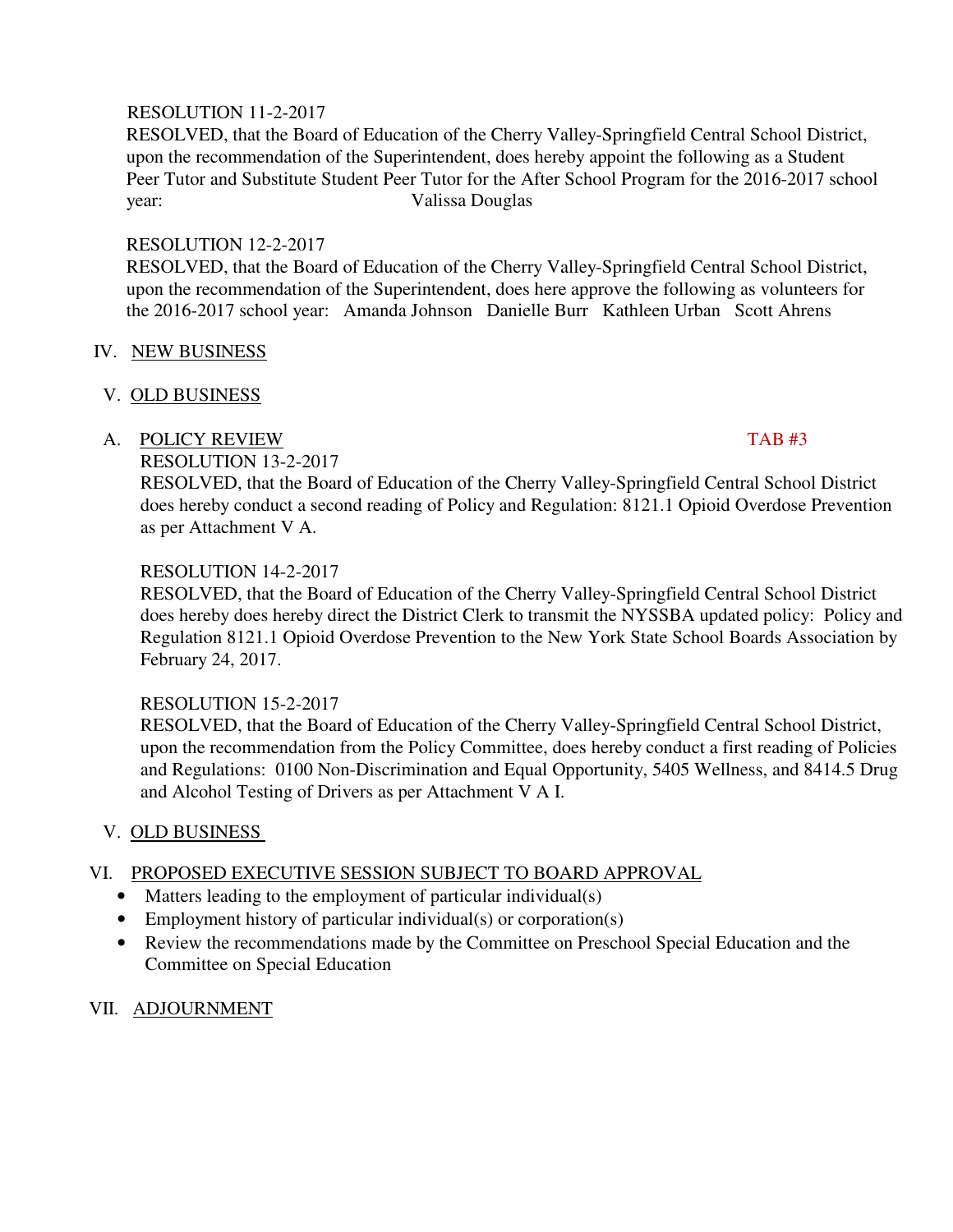RESOLUTION 11-2-2017
RESOLVED, that the Board of Education of the Cherry Valley-Springfield Central School District, upon the recommendation of the Superintendent, does hereby appoint the following as a Student Peer Tutor and Substitute Student Peer Tutor for the After School Program for the 2016-2017 school year: Valissa Douglas

RESOLUTION 12-2-2017
RESOLVED, that the Board of Education of the Cherry Valley-Springfield Central School District, upon the recommendation of the Superintendent, does here approve the following as volunteers for the 2016-2017 school year: Amanda Johnson Danielle Burr Kathleen Urban Scott Ahrens

IV. NEW BUSINESS

V. OLD BUSINESS

A. POLICY REVIEW TAB #3

RESOLUTION 13-2-2017
RESOLVED, that the Board of Education of the Cherry Valley-Springfield Central School District does hereby conduct a second reading of Policy and Regulation: 8121.1 Opioid Overdose Prevention as per Attachment V A.

RESOLUTION 14-2-2017
RESOLVED, that the Board of Education of the Cherry Valley-Springfield Central School District does hereby does hereby direct the District Clerk to transmit the NYSSBA updated policy: Policy and Regulation 8121.1 Opioid Overdose Prevention to the New York State School Boards Association by February 24, 2017.

RESOLUTION 15-2-2017
RESOLVED, that the Board of Education of the Cherry Valley-Springfield Central School District, upon the recommendation from the Policy Committee, does hereby conduct a first reading of Policies and Regulations: 0100 Non-Discrimination and Equal Opportunity, 5405 Wellness, and 8414.5 Drug and Alcohol Testing of Drivers as per Attachment V A I.

V. OLD BUSINESS

VI. PROPOSED EXECUTIVE SESSION SUBJECT TO BOARD APPROVAL

- Matters leading to the employment of particular individual(s)
- Employment history of particular individual(s) or corporation(s)
- Review the recommendations made by the Committee on Preschool Special Education and the Committee on Special Education

VII. ADJOURNMENT